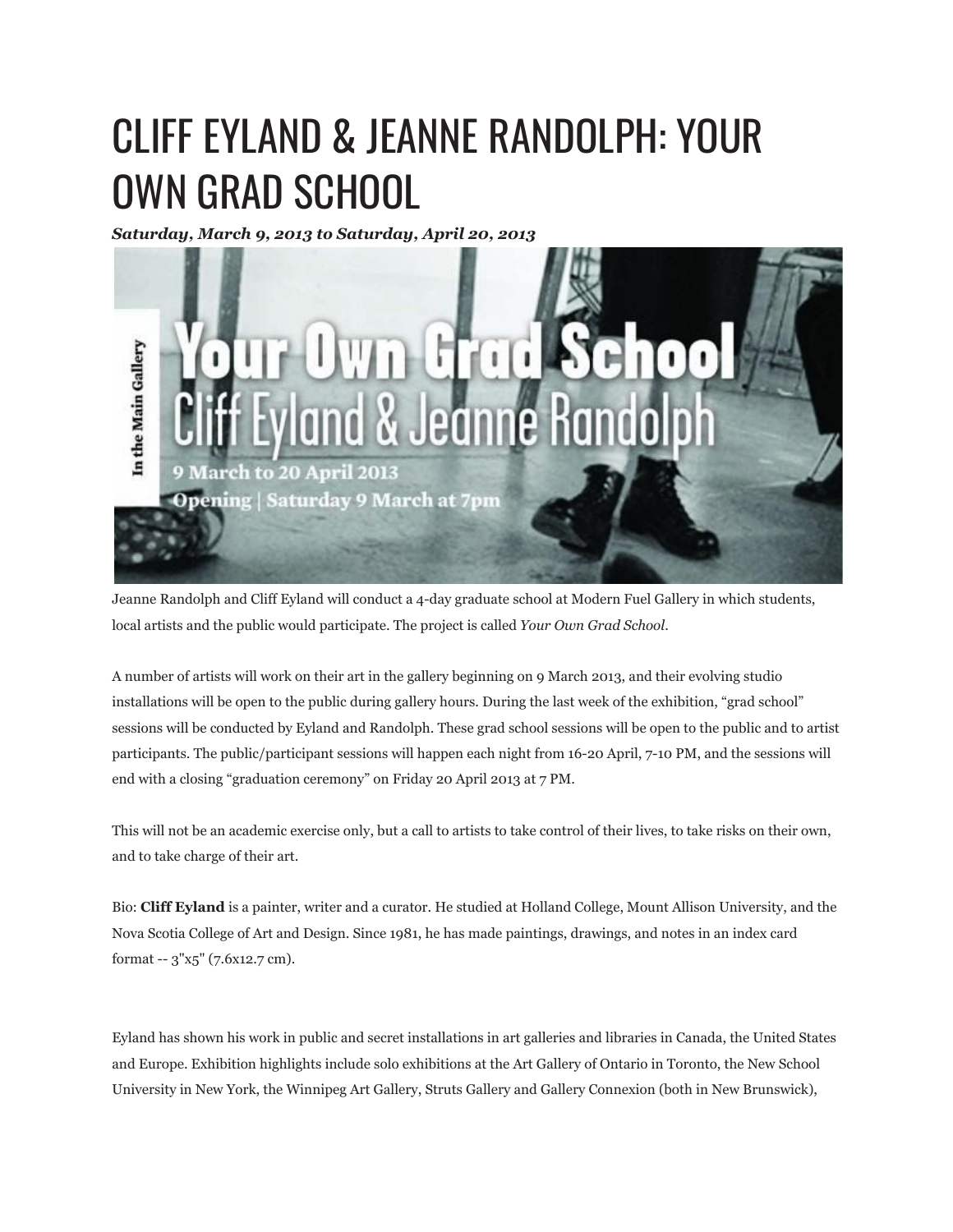# CLIFF EYLAND & JEANNE RANDOLPH: YOUR OWN GRAD SCHOOL

***Saturday, March 9, 2013 to Saturday, April 20, 2013***

Jeanne Randolph and Cliff Eyland will conduct a 4-day graduate school at Modern Fuel Gallery in which students, local artists and the public would participate. The project is called *Your Own Grad School*.

A number of artists will work on their art in the gallery beginning on 9 March 2013, and their evolving studio installations will be open to the public during gallery hours. During the last week of the exhibition, "grad school" sessions will be conducted by Eyland and Randolph. These grad school sessions will be open to the public and to artist participants. The public/participant sessions will happen each night from 16-20 April, 7-10 PM, and the sessions will end with a closing "graduation ceremony" on Friday 20 April 2013 at 7 PM.

This will not be an academic exercise only, but a call to artists to take control of their lives, to take risks on their own, and to take charge of their art.

Bio: **Cliff Eyland** is a painter, writer and a curator. He studied at Holland College, Mount Allison University, and the Nova Scotia College of Art and Design. Since 1981, he has made paintings, drawings, and notes in an index card format -- 3"x5" (7.6x12.7 cm).

Eyland has shown his work in public and secret installations in art galleries and libraries in Canada, the United States and Europe. Exhibition highlights include solo exhibitions at the Art Gallery of Ontario in Toronto, the New School University in New York, the Winnipeg Art Gallery, Struts Gallery and Gallery Connexion (both in New Brunswick),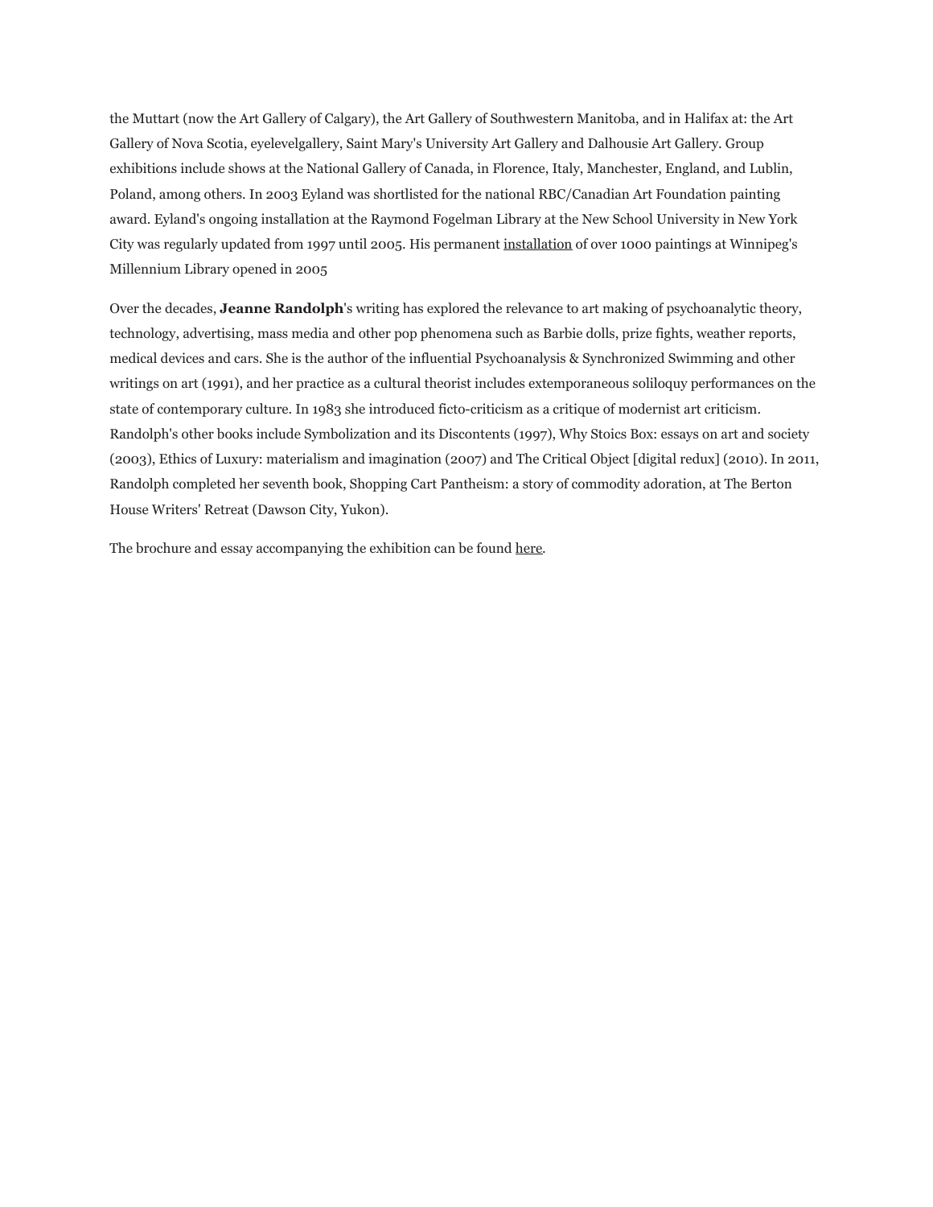the Muttart (now the Art Gallery of Calgary), the Art Gallery of Southwestern Manitoba, and in Halifax at: the Art Gallery of Nova Scotia, eyelevelgallery, Saint Mary's University Art Gallery and Dalhousie Art Gallery. Group exhibitions include shows at the National Gallery of Canada, in Florence, Italy, Manchester, England, and Lublin, Poland, among others. In 2003 Eyland was shortlisted for the national RBC/Canadian Art Foundation painting award. Eyland's ongoing installation at the Raymond Fogelman Library at the New School University in New York City was regularly updated from 1997 until 2005. His permanent installation of over 1000 paintings at Winnipeg's Millennium Library opened in 2005

Over the decades, **Jeanne Randolph**'s writing has explored the relevance to art making of psychoanalytic theory, technology, advertising, mass media and other pop phenomena such as Barbie dolls, prize fights, weather reports, medical devices and cars. She is the author of the influential Psychoanalysis & Synchronized Swimming and other writings on art (1991), and her practice as a cultural theorist includes extemporaneous soliloquy performances on the state of contemporary culture. In 1983 she introduced ficto-criticism as a critique of modernist art criticism. Randolph's other books include Symbolization and its Discontents (1997), Why Stoics Box: essays on art and society (2003), Ethics of Luxury: materialism and imagination (2007) and The Critical Object [digital redux] (2010). In 2011, Randolph completed her seventh book, Shopping Cart Pantheism: a story of commodity adoration, at The Berton House Writers' Retreat (Dawson City, Yukon).

The brochure and essay accompanying the exhibition can be found here.